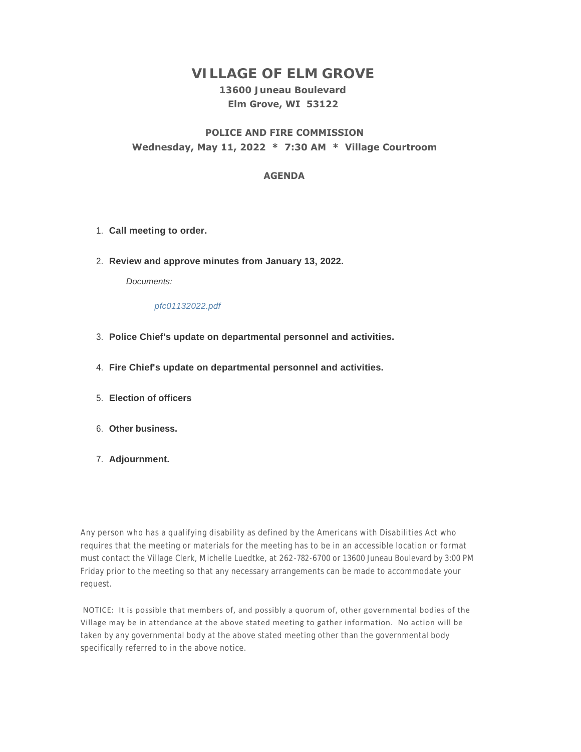# VILLAGE OF ELM GROVE

**13600 Juneau Boulevard**
**Elm Grove, WI 53122**

## POLICE AND FIRE COMMISSION

**Wednesday, May 11, 2022 * 7:30 AM * Village Courtroom**

### AGENDA

1. **Call meeting to order.**

2. **Review and approve minutes from January 13, 2022.**

   *Documents:*

   *pfc01132022.pdf*

3. **Police Chief's update on departmental personnel and activities.**

4. **Fire Chief's update on departmental personnel and activities.**

5. **Election of officers**

6. **Other business.**

7. **Adjournment.**

Any person who has a qualifying disability as defined by the Americans with Disabilities Act who requires that the meeting or materials for the meeting has to be in an accessible location or format must contact the Village Clerk, Michelle Luedtke, at 262-782-6700 or 13600 Juneau Boulevard by 3:00 PM Friday prior to the meeting so that any necessary arrangements can be made to accommodate your request.

NOTICE: It is possible that members of, and possibly a quorum of, other governmental bodies of the Village may be in attendance at the above stated meeting to gather information. No action will be taken by any governmental body at the above stated meeting other than the governmental body specifically referred to in the above notice.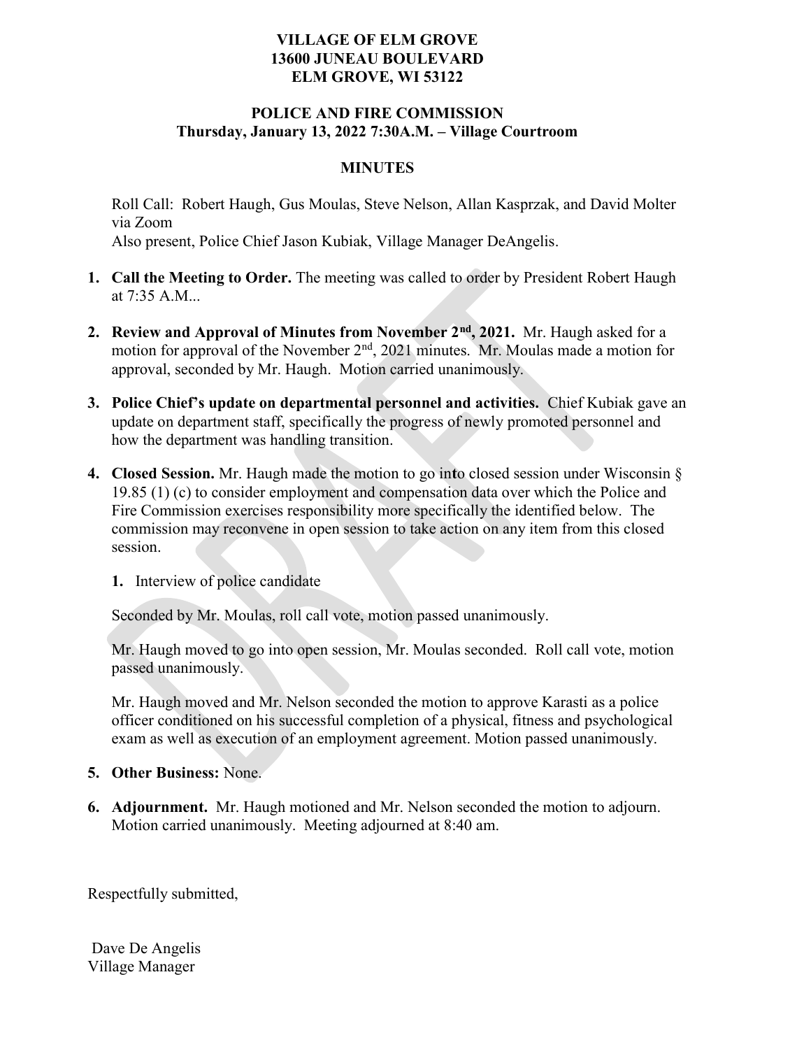**VILLAGE OF ELM GROVE**
**13600 JUNEAU BOULEVARD**
**ELM GROVE, WI 53122**

**POLICE AND FIRE COMMISSION**
**Thursday, January 13, 2022 7:30A.M. – Village Courtroom**

**MINUTES**

Roll Call: Robert Haugh, Gus Moulas, Steve Nelson, Allan Kasprzak, and David Molter via Zoom
Also present, Police Chief Jason Kubiak, Village Manager DeAngelis.

1. **Call the Meeting to Order.** The meeting was called to order by President Robert Haugh at 7:35 A.M...

2. **Review and Approval of Minutes from November 2nd, 2021.** Mr. Haugh asked for a motion for approval of the November 2nd, 2021 minutes. Mr. Moulas made a motion for approval, seconded by Mr. Haugh. Motion carried unanimously.

3. **Police Chief's update on departmental personnel and activities.** Chief Kubiak gave an update on department staff, specifically the progress of newly promoted personnel and how the department was handling transition.

4. **Closed Session.** Mr. Haugh made the motion to go into closed session under Wisconsin § 19.85 (1) (c) to consider employment and compensation data over which the Police and Fire Commission exercises responsibility more specifically the identified below. The commission may reconvene in open session to take action on any item from this closed session.

   1. Interview of police candidate

   Seconded by Mr. Moulas, roll call vote, motion passed unanimously.

   Mr. Haugh moved to go into open session, Mr. Moulas seconded. Roll call vote, motion passed unanimously.

   Mr. Haugh moved and Mr. Nelson seconded the motion to approve Karasti as a police officer conditioned on his successful completion of a physical, fitness and psychological exam as well as execution of an employment agreement. Motion passed unanimously.

5. **Other Business:** None.

6. **Adjournment.** Mr. Haugh motioned and Mr. Nelson seconded the motion to adjourn. Motion carried unanimously. Meeting adjourned at 8:40 am.

Respectfully submitted,

Dave De Angelis
Village Manager